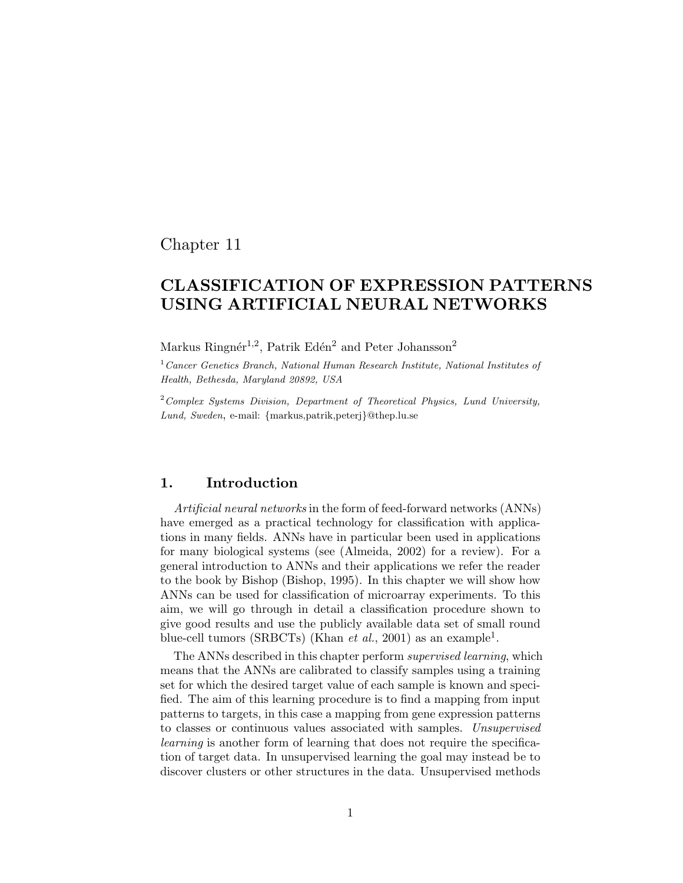Chapter 11

# CLASSIFICATION OF EXPRESSION PATTERNS USING ARTIFICIAL NEURAL NETWORKS

Markus Ringnér[1,2], Patrik Edén[2] and Peter Johansson[2]

[1] *Cancer Genetics Branch, National Human Research Institute, National Institutes of Health, Bethesda, Maryland 20892, USA*

[2] *Complex Systems Division, Department of Theoretical Physics, Lund University, Lund, Sweden*, e-mail: {markus,patrik,peterj}@thep.lu.se

## 1. Introduction

*Artificial neural networks* in the form of feed-forward networks (ANNs) have emerged as a practical technology for classification with applications in many fields. ANNs have in particular been used in applications for many biological systems (see (Almeida, 2002) for a review). For a general introduction to ANNs and their applications we refer the reader to the book by Bishop (Bishop, 1995). In this chapter we will show how ANNs can be used for classification of microarray experiments. To this aim, we will go through in detail a classification procedure shown to give good results and use the publicly available data set of small round blue-cell tumors (SRBCTs) (Khan *et al.*, 2001) as an example[1].

The ANNs described in this chapter perform *supervised learning*, which means that the ANNs are calibrated to classify samples using a training set for which the desired target value of each sample is known and specified. The aim of this learning procedure is to find a mapping from input patterns to targets, in this case a mapping from gene expression patterns to classes or continuous values associated with samples. *Unsupervised learning* is another form of learning that does not require the specification of target data. In unsupervised learning the goal may instead be to discover clusters or other structures in the data. Unsupervised methods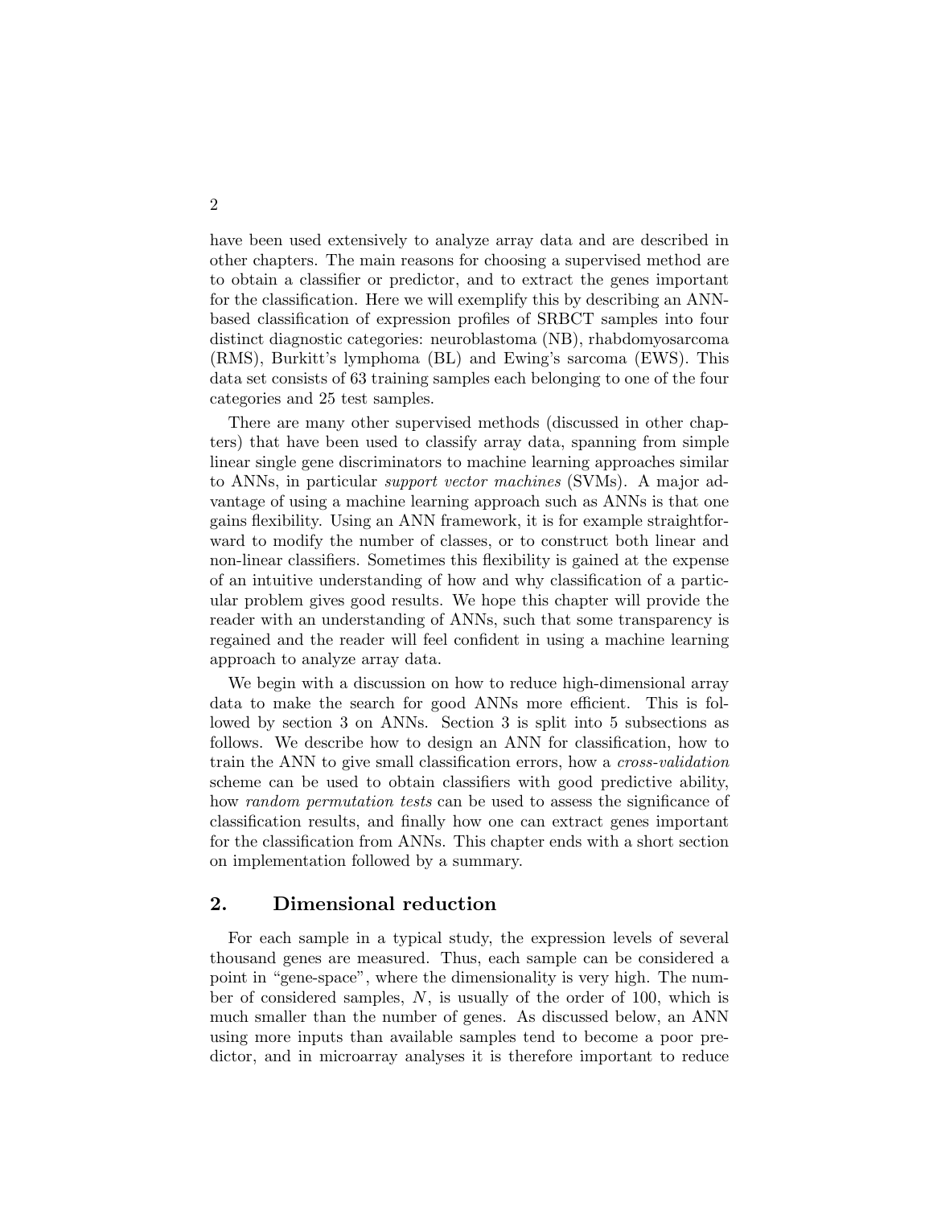have been used extensively to analyze array data and are described in other chapters. The main reasons for choosing a supervised method are to obtain a classifier or predictor, and to extract the genes important for the classification. Here we will exemplify this by describing an ANN-based classification of expression profiles of SRBCT samples into four distinct diagnostic categories: neuroblastoma (NB), rhabdomyosarcoma (RMS), Burkitt's lymphoma (BL) and Ewing's sarcoma (EWS). This data set consists of 63 training samples each belonging to one of the four categories and 25 test samples.

There are many other supervised methods (discussed in other chapters) that have been used to classify array data, spanning from simple linear single gene discriminators to machine learning approaches similar to ANNs, in particular *support vector machines* (SVMs). A major advantage of using a machine learning approach such as ANNs is that one gains flexibility. Using an ANN framework, it is for example straightforward to modify the number of classes, or to construct both linear and non-linear classifiers. Sometimes this flexibility is gained at the expense of an intuitive understanding of how and why classification of a particular problem gives good results. We hope this chapter will provide the reader with an understanding of ANNs, such that some transparency is regained and the reader will feel confident in using a machine learning approach to analyze array data.

We begin with a discussion on how to reduce high-dimensional array data to make the search for good ANNs more efficient. This is followed by section 3 on ANNs. Section 3 is split into 5 subsections as follows. We describe how to design an ANN for classification, how to train the ANN to give small classification errors, how a *cross-validation* scheme can be used to obtain classifiers with good predictive ability, how *random permutation tests* can be used to assess the significance of classification results, and finally how one can extract genes important for the classification from ANNs. This chapter ends with a short section on implementation followed by a summary.

## 2. Dimensional reduction

For each sample in a typical study, the expression levels of several thousand genes are measured. Thus, each sample can be considered a point in "gene-space", where the dimensionality is very high. The number of considered samples, $N$, is usually of the order of 100, which is much smaller than the number of genes. As discussed below, an ANN using more inputs than available samples tend to become a poor predictor, and in microarray analyses it is therefore important to reduce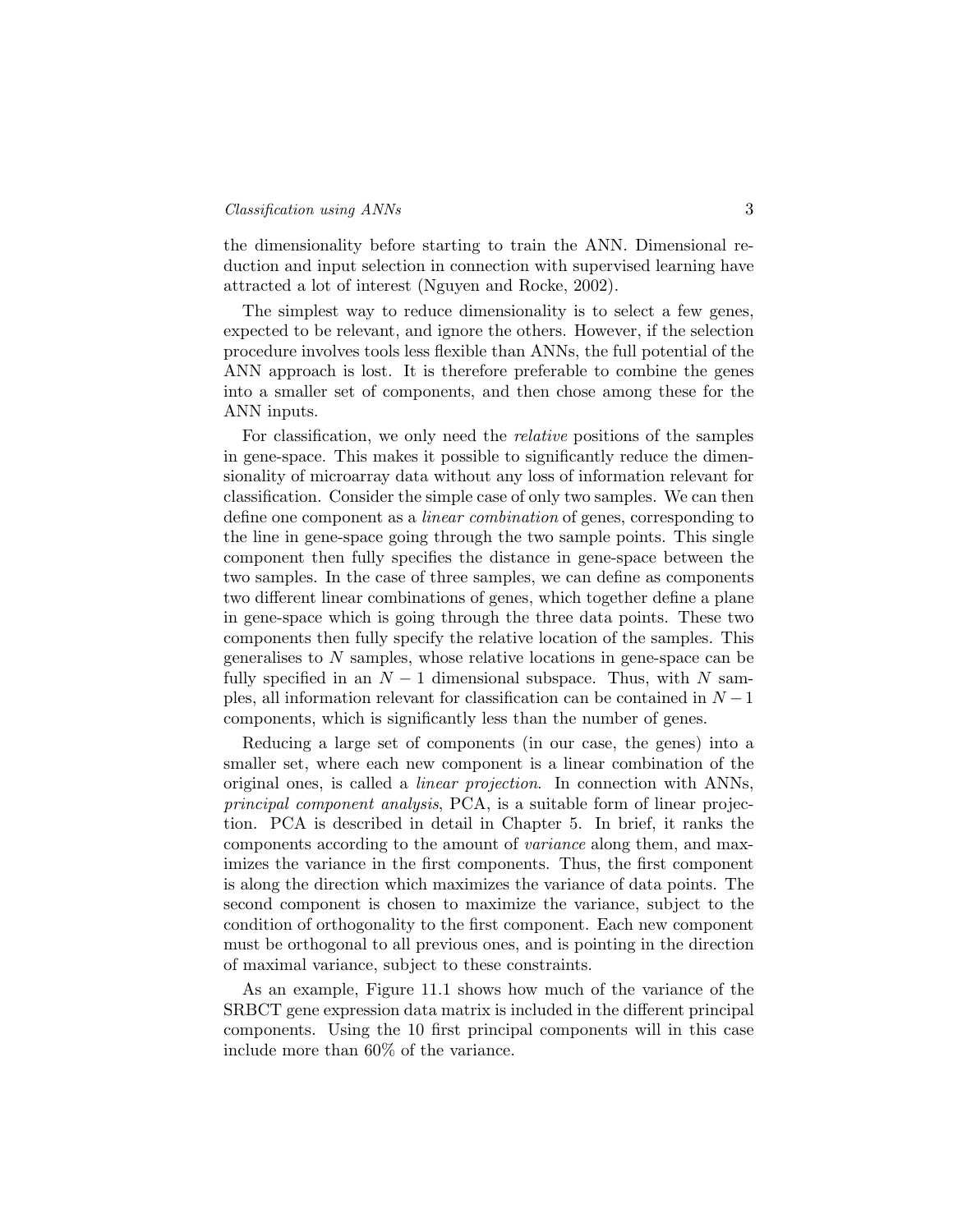the dimensionality before starting to train the ANN. Dimensional reduction and input selection in connection with supervised learning have attracted a lot of interest (Nguyen and Rocke, 2002).

The simplest way to reduce dimensionality is to select a few genes, expected to be relevant, and ignore the others. However, if the selection procedure involves tools less flexible than ANNs, the full potential of the ANN approach is lost. It is therefore preferable to combine the genes into a smaller set of components, and then chose among these for the ANN inputs.

For classification, we only need the *relative* positions of the samples in gene-space. This makes it possible to significantly reduce the dimensionality of microarray data without any loss of information relevant for classification. Consider the simple case of only two samples. We can then define one component as a *linear combination* of genes, corresponding to the line in gene-space going through the two sample points. This single component then fully specifies the distance in gene-space between the two samples. In the case of three samples, we can define as components two different linear combinations of genes, which together define a plane in gene-space which is going through the three data points. These two components then fully specify the relative location of the samples. This generalises to $N$ samples, whose relative locations in gene-space can be fully specified in an $N-1$ dimensional subspace. Thus, with $N$ samples, all information relevant for classification can be contained in $N-1$ components, which is significantly less than the number of genes.

Reducing a large set of components (in our case, the genes) into a smaller set, where each new component is a linear combination of the original ones, is called a *linear projection*. In connection with ANNs, *principal component analysis*, PCA, is a suitable form of linear projection. PCA is described in detail in Chapter 5. In brief, it ranks the components according to the amount of *variance* along them, and maximizes the variance in the first components. Thus, the first component is along the direction which maximizes the variance of data points. The second component is chosen to maximize the variance, subject to the condition of orthogonality to the first component. Each new component must be orthogonal to all previous ones, and is pointing in the direction of maximal variance, subject to these constraints.

As an example, Figure 11.1 shows how much of the variance of the SRBCT gene expression data matrix is included in the different principal components. Using the 10 first principal components will in this case include more than 60% of the variance.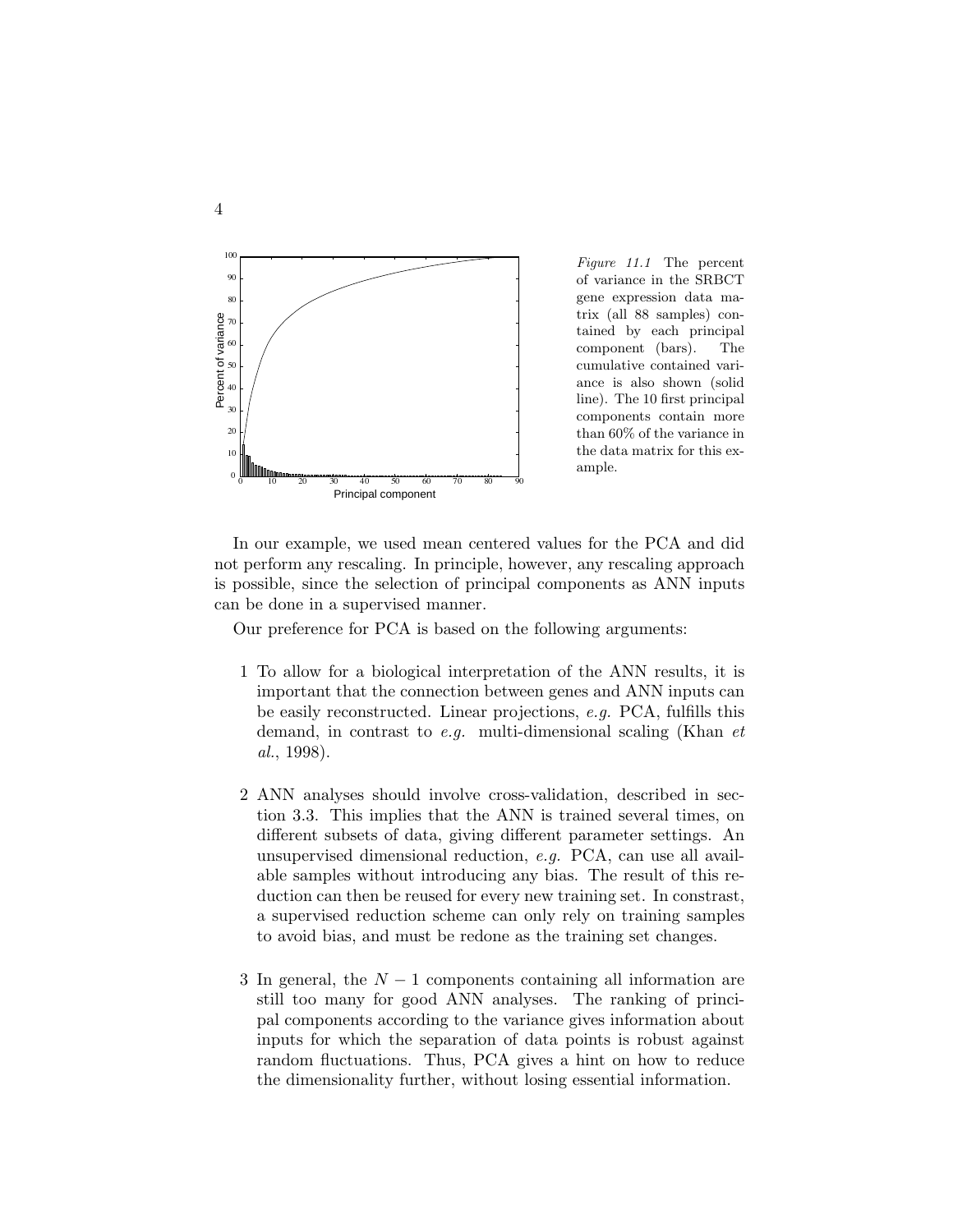*Figure 11.1* The percent of variance in the SRBCT gene expression data matrix (all 88 samples) contained by each principal component (bars). The cumulative contained variance is also shown (solid line). The 10 first principal components contain more than 60% of the variance in the data matrix for this example.

In our example, we used mean centered values for the PCA and did not perform any rescaling. In principle, however, any rescaling approach is possible, since the selection of principal components as ANN inputs can be done in a supervised manner.

Our preference for PCA is based on the following arguments:

1 To allow for a biological interpretation of the ANN results, it is important that the connection between genes and ANN inputs can be easily reconstructed. Linear projections, *e.g.* PCA, fulfills this demand, in contrast to *e.g.* multi-dimensional scaling (Khan *et al.*, 1998).

2 ANN analyses should involve cross-validation, described in section 3.3. This implies that the ANN is trained several times, on different subsets of data, giving different parameter settings. An unsupervised dimensional reduction, *e.g.* PCA, can use all available samples without introducing any bias. The result of this reduction can then be reused for every new training set. In constrast, a supervised reduction scheme can only rely on training samples to avoid bias, and must be redone as the training set changes.

3 In general, the $N - 1$ components containing all information are still too many for good ANN analyses. The ranking of principal components according to the variance gives information about inputs for which the separation of data points is robust against random fluctuations. Thus, PCA gives a hint on how to reduce the dimensionality further, without losing essential information.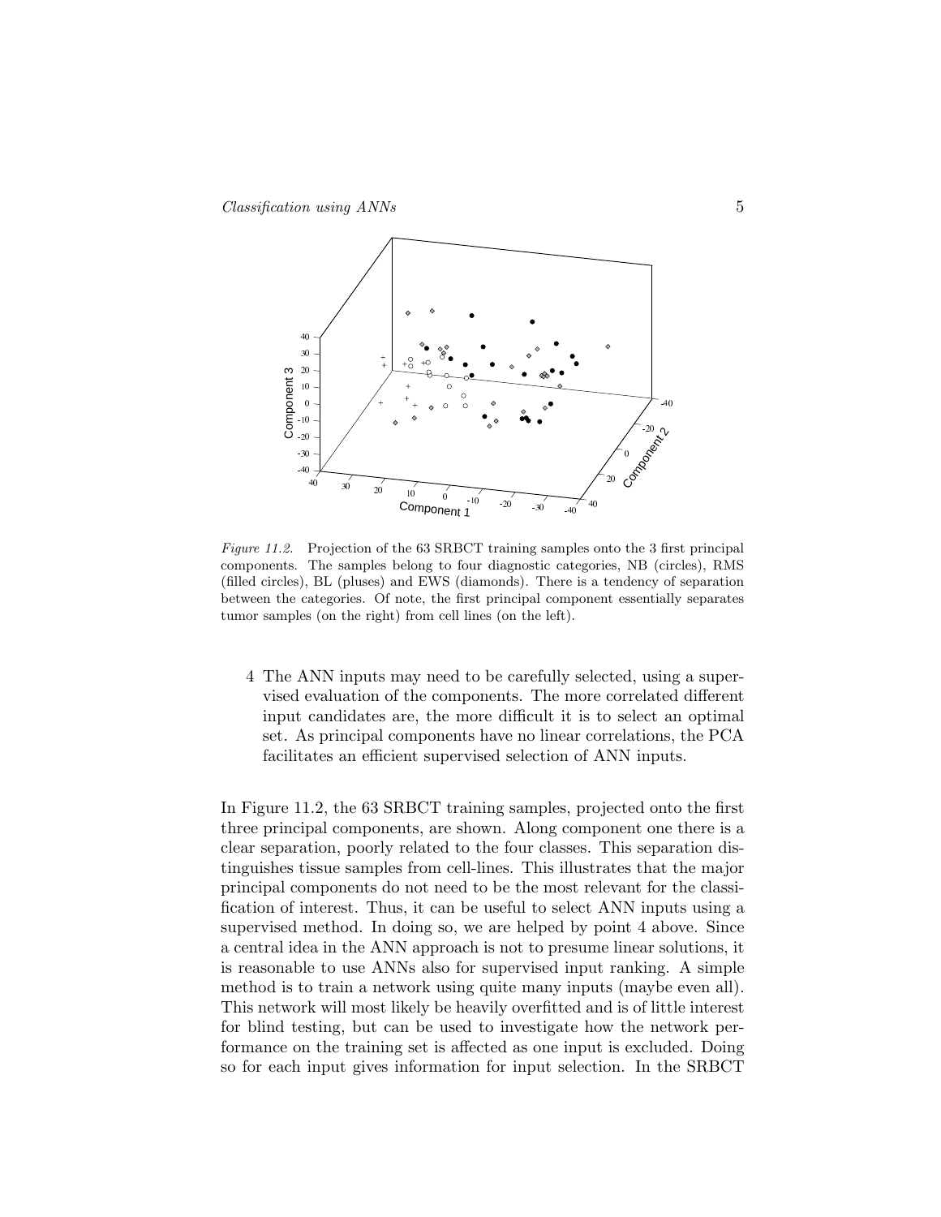*Figure 11.2.* Projection of the 63 SRBCT training samples onto the 3 first principal components. The samples belong to four diagnostic categories, NB (circles), RMS (filled circles), BL (pluses) and EWS (diamonds). There is a tendency of separation between the categories. Of note, the first principal component essentially separates tumor samples (on the right) from cell lines (on the left).

4 The ANN inputs may need to be carefully selected, using a supervised evaluation of the components. The more correlated different input candidates are, the more difficult it is to select an optimal set. As principal components have no linear correlations, the PCA facilitates an efficient supervised selection of ANN inputs.

In Figure 11.2, the 63 SRBCT training samples, projected onto the first three principal components, are shown. Along component one there is a clear separation, poorly related to the four classes. This separation distinguishes tissue samples from cell-lines. This illustrates that the major principal components do not need to be the most relevant for the classification of interest. Thus, it can be useful to select ANN inputs using a supervised method. In doing so, we are helped by point 4 above. Since a central idea in the ANN approach is not to presume linear solutions, it is reasonable to use ANNs also for supervised input ranking. A simple method is to train a network using quite many inputs (maybe even all). This network will most likely be heavily overfitted and is of little interest for blind testing, but can be used to investigate how the network performance on the training set is affected as one input is excluded. Doing so for each input gives information for input selection. In the SRBCT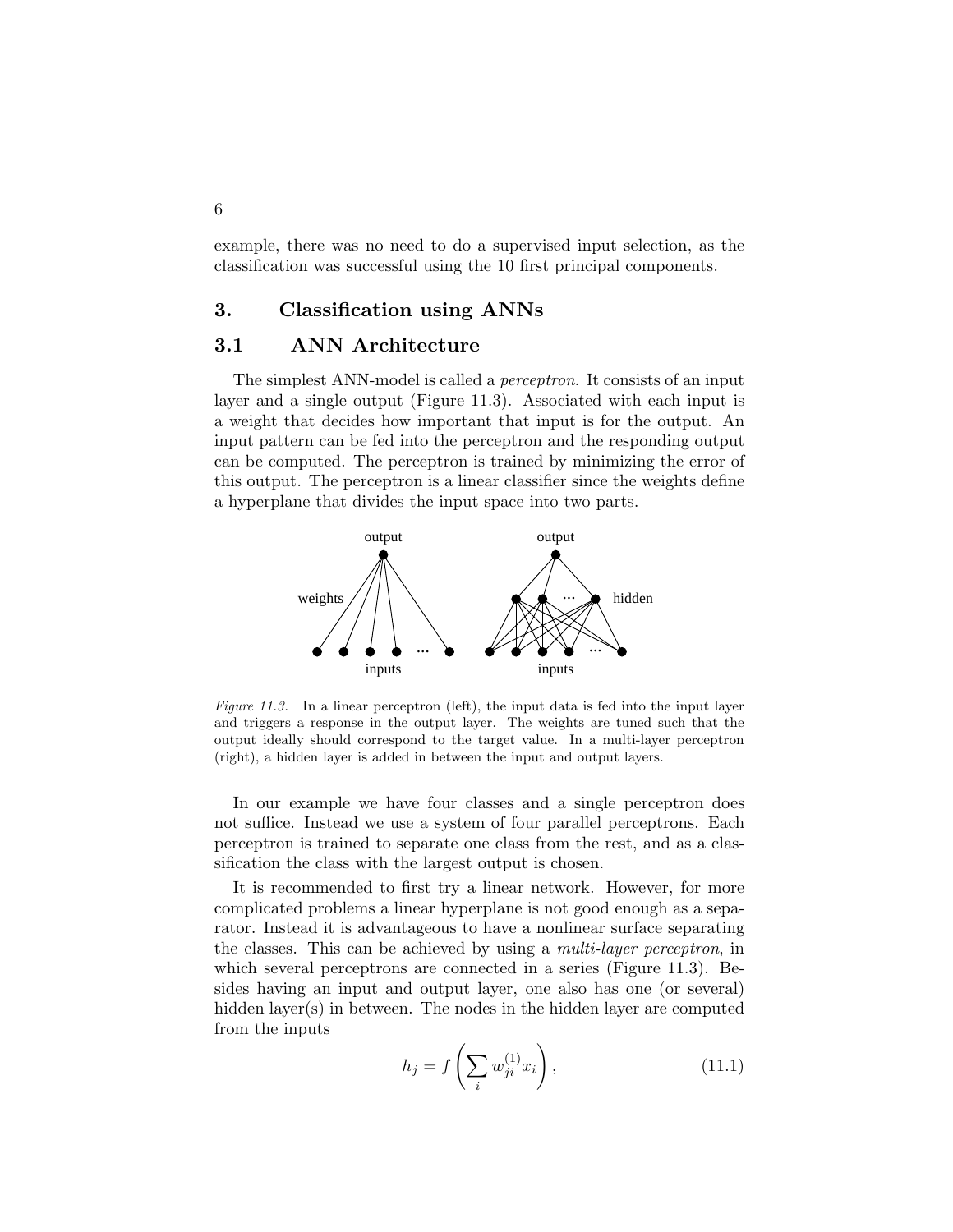example, there was no need to do a supervised input selection, as the classification was successful using the 10 first principal components.

# 3. Classification using ANNs

## 3.1 ANN Architecture

The simplest ANN-model is called a *perceptron*. It consists of an input layer and a single output (Figure 11.3). Associated with each input is a weight that decides how important that input is for the output. An input pattern can be fed into the perceptron and the responding output can be computed. The perceptron is trained by minimizing the error of this output. The perceptron is a linear classifier since the weights define a hyperplane that divides the input space into two parts.

*Figure 11.3.* In a linear perceptron (left), the input data is fed into the input layer and triggers a response in the output layer. The weights are tuned such that the output ideally should correspond to the target value. In a multi-layer perceptron (right), a hidden layer is added in between the input and output layers.

In our example we have four classes and a single perceptron does not suffice. Instead we use a system of four parallel perceptrons. Each perceptron is trained to separate one class from the rest, and as a classification the class with the largest output is chosen.

It is recommended to first try a linear network. However, for more complicated problems a linear hyperplane is not good enough as a separator. Instead it is advantageous to have a nonlinear surface separating the classes. This can be achieved by using a *multi-layer perceptron*, in which several perceptrons are connected in a series (Figure 11.3). Besides having an input and output layer, one also has one (or several) hidden layer(s) in between. The nodes in the hidden layer are computed from the inputs

$$h_j = f\left(\sum_i w_{ji}^{(1)} x_i\right), \tag{11.1}$$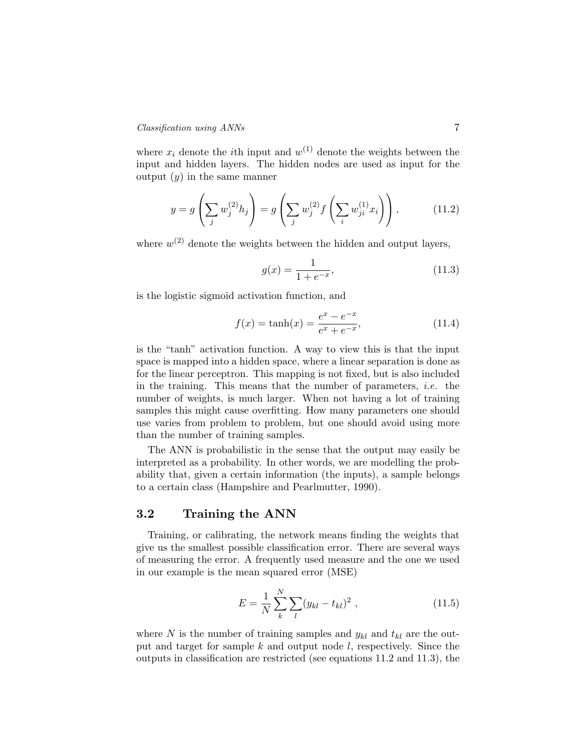where $x_i$ denote the $i$th input and $w^{(1)}$ denote the weights between the input and hidden layers. The hidden nodes are used as input for the output ($y$) in the same manner

$$y = g\left(\sum_j w_j^{(2)} h_j\right) = g\left(\sum_j w_j^{(2)} f\left(\sum_i w_{ji}^{(1)} x_i\right)\right), \tag{11.2}$$

where $w^{(2)}$ denote the weights between the hidden and output layers,

$$g(x) = \frac{1}{1 + e^{-x}}, \tag{11.3}$$

is the logistic sigmoid activation function, and

$$f(x) = \tanh(x) = \frac{e^x - e^{-x}}{e^x + e^{-x}}, \tag{11.4}$$

is the "tanh" activation function. A way to view this is that the input space is mapped into a hidden space, where a linear separation is done as for the linear perceptron. This mapping is not fixed, but is also included in the training. This means that the number of parameters, *i.e.* the number of weights, is much larger. When not having a lot of training samples this might cause overfitting. How many parameters one should use varies from problem to problem, but one should avoid using more than the number of training samples.

The ANN is probabilistic in the sense that the output may easily be interpreted as a probability. In other words, we are modelling the probability that, given a certain information (the inputs), a sample belongs to a certain class (Hampshire and Pearlmutter, 1990).

## 3.2 Training the ANN

Training, or calibrating, the network means finding the weights that give us the smallest possible classification error. There are several ways of measuring the error. A frequently used measure and the one we used in our example is the mean squared error (MSE)

$$E = \frac{1}{N} \sum_k^N \sum_l (y_{kl} - t_{kl})^2 , \tag{11.5}$$

where $N$ is the number of training samples and $y_{kl}$ and $t_{kl}$ are the output and target for sample $k$ and output node $l$, respectively. Since the outputs in classification are restricted (see equations 11.2 and 11.3), the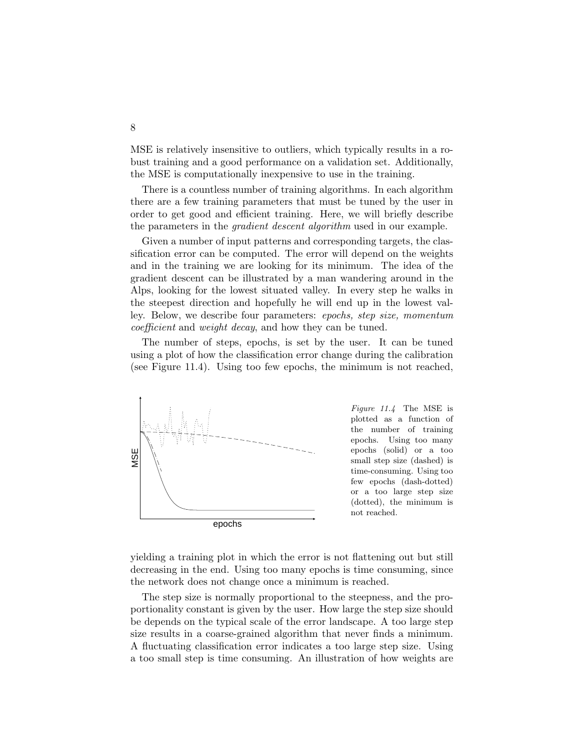MSE is relatively insensitive to outliers, which typically results in a robust training and a good performance on a validation set. Additionally, the MSE is computationally inexpensive to use in the training.

There is a countless number of training algorithms. In each algorithm there are a few training parameters that must be tuned by the user in order to get good and efficient training. Here, we will briefly describe the parameters in the *gradient descent algorithm* used in our example.

Given a number of input patterns and corresponding targets, the classification error can be computed. The error will depend on the weights and in the training we are looking for its minimum. The idea of the gradient descent can be illustrated by a man wandering around in the Alps, looking for the lowest situated valley. In every step he walks in the steepest direction and hopefully he will end up in the lowest valley. Below, we describe four parameters: *epochs, step size, momentum coefficient* and *weight decay*, and how they can be tuned.

The number of steps, epochs, is set by the user. It can be tuned using a plot of how the classification error change during the calibration (see Figure 11.4). Using too few epochs, the minimum is not reached, yielding a training plot in which the error is not flattening out but still decreasing in the end. Using too many epochs is time consuming, since the network does not change once a minimum is reached.

*Figure 11.4* The MSE is plotted as a function of the number of training epochs. Using too many epochs (solid) or a too small step size (dashed) is time-consuming. Using too few epochs (dash-dotted) or a too large step size (dotted), the minimum is not reached.

The step size is normally proportional to the steepness, and the proportionality constant is given by the user. How large the step size should be depends on the typical scale of the error landscape. A too large step size results in a coarse-grained algorithm that never finds a minimum. A fluctuating classification error indicates a too large step size. Using a too small step is time consuming. An illustration of how weights are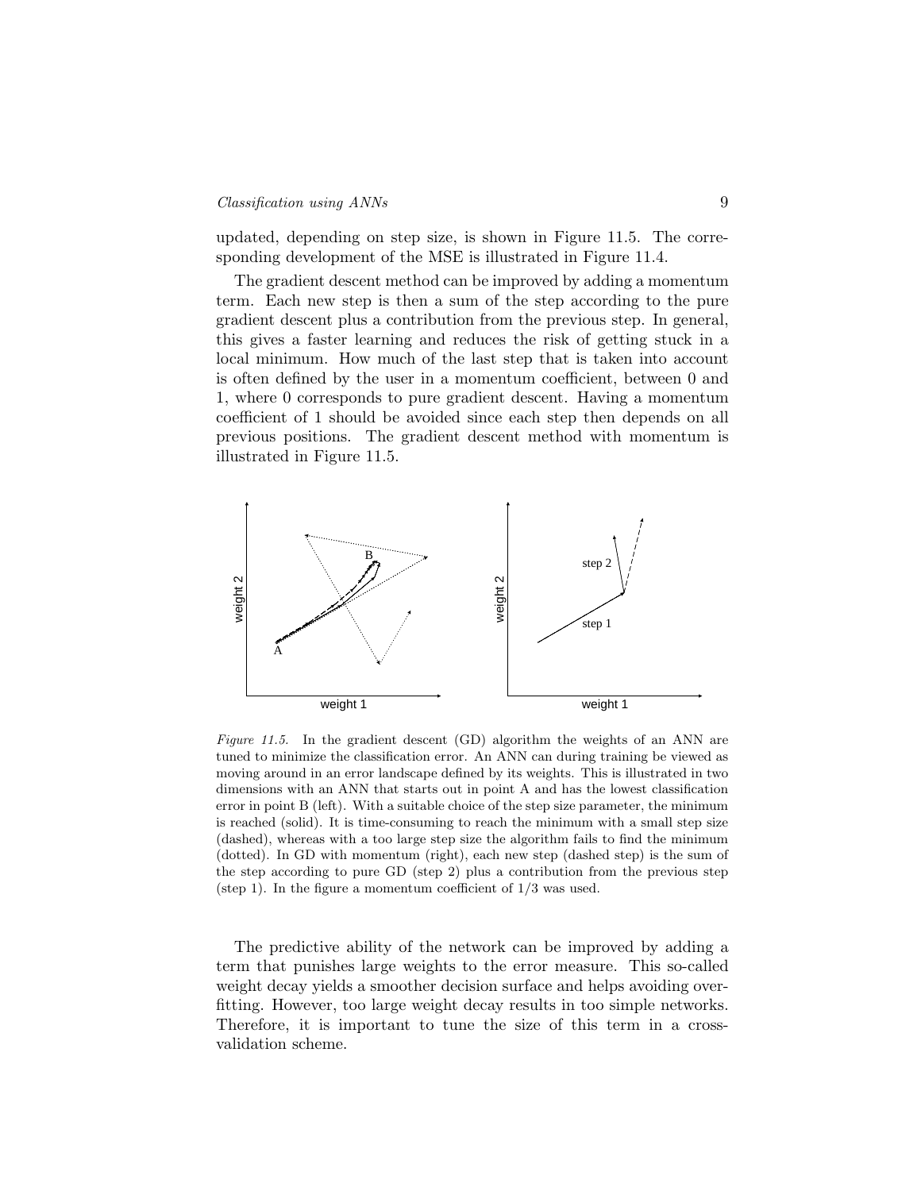updated, depending on step size, is shown in Figure 11.5. The corresponding development of the MSE is illustrated in Figure 11.4.

The gradient descent method can be improved by adding a momentum term. Each new step is then a sum of the step according to the pure gradient descent plus a contribution from the previous step. In general, this gives a faster learning and reduces the risk of getting stuck in a local minimum. How much of the last step that is taken into account is often defined by the user in a momentum coefficient, between 0 and 1, where 0 corresponds to pure gradient descent. Having a momentum coefficient of 1 should be avoided since each step then depends on all previous positions. The gradient descent method with momentum is illustrated in Figure 11.5.

*Figure 11.5.* In the gradient descent (GD) algorithm the weights of an ANN are tuned to minimize the classification error. An ANN can during training be viewed as moving around in an error landscape defined by its weights. This is illustrated in two dimensions with an ANN that starts out in point A and has the lowest classification error in point B (left). With a suitable choice of the step size parameter, the minimum is reached (solid). It is time-consuming to reach the minimum with a small step size (dashed), whereas with a too large step size the algorithm fails to find the minimum (dotted). In GD with momentum (right), each new step (dashed step) is the sum of the step according to pure GD (step 2) plus a contribution from the previous step (step 1). In the figure a momentum coefficient of 1/3 was used.

The predictive ability of the network can be improved by adding a term that punishes large weights to the error measure. This so-called weight decay yields a smoother decision surface and helps avoiding overfitting. However, too large weight decay results in too simple networks. Therefore, it is important to tune the size of this term in a cross-validation scheme.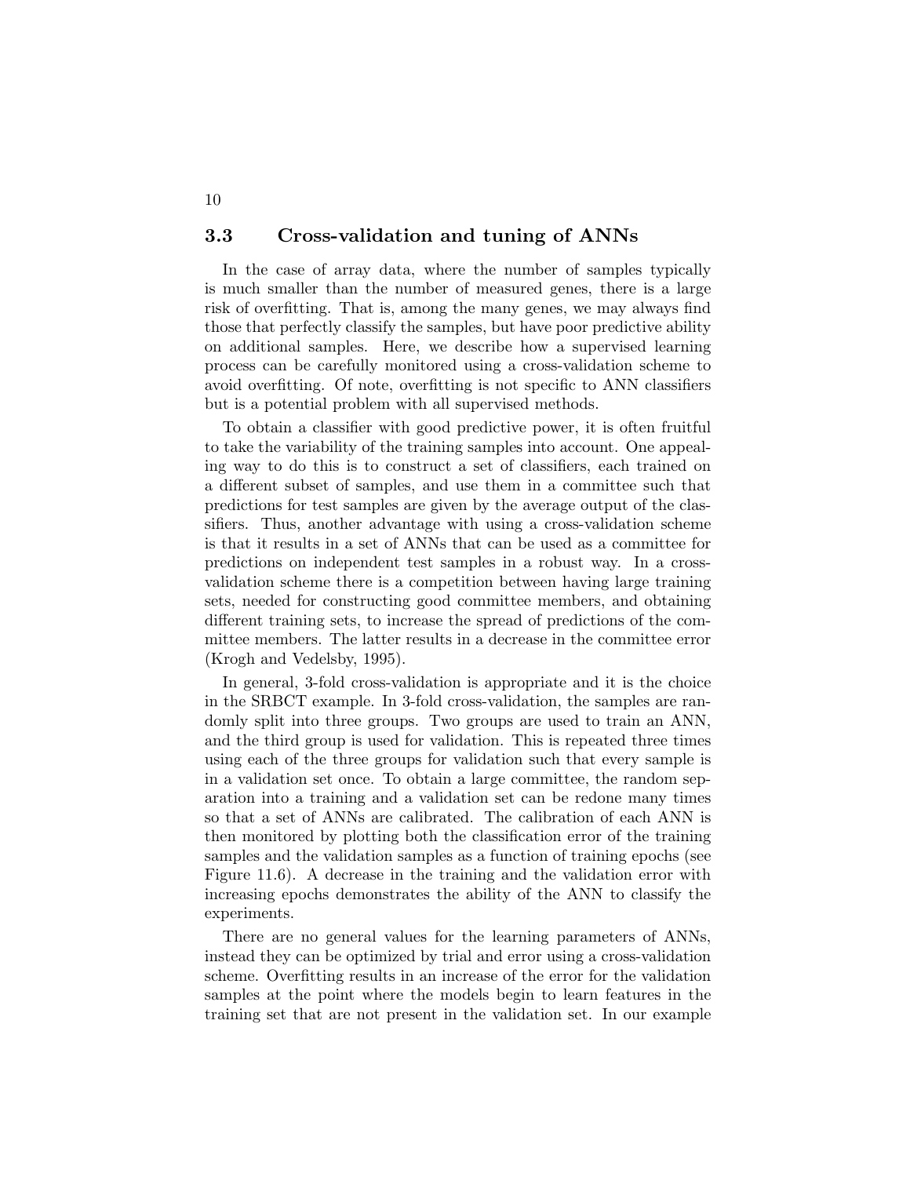## 3.3 Cross-validation and tuning of ANNs

In the case of array data, where the number of samples typically is much smaller than the number of measured genes, there is a large risk of overfitting. That is, among the many genes, we may always find those that perfectly classify the samples, but have poor predictive ability on additional samples. Here, we describe how a supervised learning process can be carefully monitored using a cross-validation scheme to avoid overfitting. Of note, overfitting is not specific to ANN classifiers but is a potential problem with all supervised methods.

To obtain a classifier with good predictive power, it is often fruitful to take the variability of the training samples into account. One appealing way to do this is to construct a set of classifiers, each trained on a different subset of samples, and use them in a committee such that predictions for test samples are given by the average output of the classifiers. Thus, another advantage with using a cross-validation scheme is that it results in a set of ANNs that can be used as a committee for predictions on independent test samples in a robust way. In a cross-validation scheme there is a competition between having large training sets, needed for constructing good committee members, and obtaining different training sets, to increase the spread of predictions of the committee members. The latter results in a decrease in the committee error (Krogh and Vedelsby, 1995).

In general, 3-fold cross-validation is appropriate and it is the choice in the SRBCT example. In 3-fold cross-validation, the samples are randomly split into three groups. Two groups are used to train an ANN, and the third group is used for validation. This is repeated three times using each of the three groups for validation such that every sample is in a validation set once. To obtain a large committee, the random separation into a training and a validation set can be redone many times so that a set of ANNs are calibrated. The calibration of each ANN is then monitored by plotting both the classification error of the training samples and the validation samples as a function of training epochs (see Figure 11.6). A decrease in the training and the validation error with increasing epochs demonstrates the ability of the ANN to classify the experiments.

There are no general values for the learning parameters of ANNs, instead they can be optimized by trial and error using a cross-validation scheme. Overfitting results in an increase of the error for the validation samples at the point where the models begin to learn features in the training set that are not present in the validation set. In our example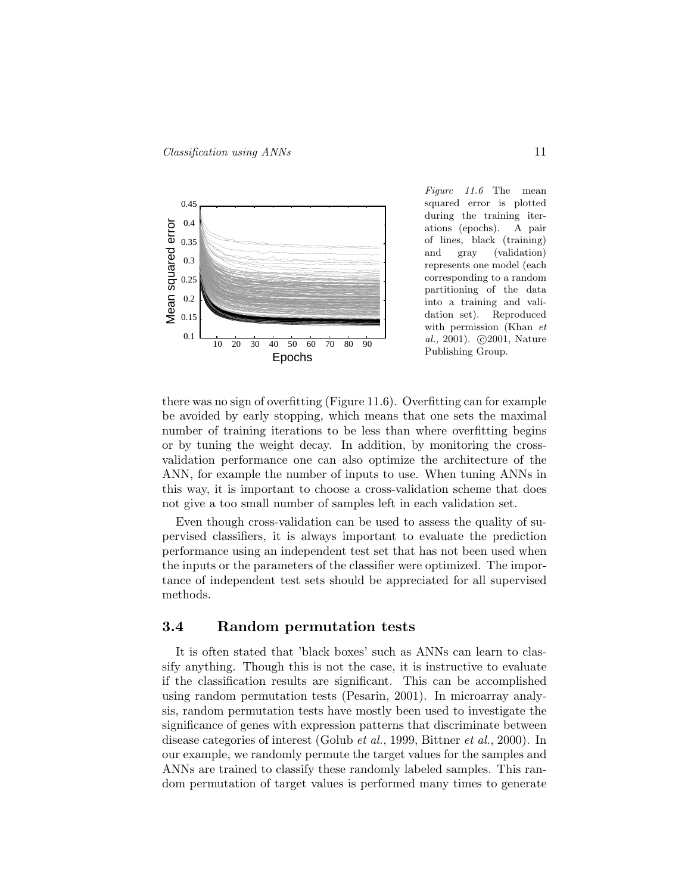*Figure 11.6* The mean squared error is plotted during the training iterations (epochs). A pair of lines, black (training) and gray (validation) represents one model (each corresponding to a random partitioning of the data into a training and validation set). Reproduced with permission (Khan *et al.*, 2001). ©2001, Nature Publishing Group.

there was no sign of overfitting (Figure 11.6). Overfitting can for example be avoided by early stopping, which means that one sets the maximal number of training iterations to be less than where overfitting begins or by tuning the weight decay. In addition, by monitoring the cross-validation performance one can also optimize the architecture of the ANN, for example the number of inputs to use. When tuning ANNs in this way, it is important to choose a cross-validation scheme that does not give a too small number of samples left in each validation set.

Even though cross-validation can be used to assess the quality of supervised classifiers, it is always important to evaluate the prediction performance using an independent test set that has not been used when the inputs or the parameters of the classifier were optimized. The importance of independent test sets should be appreciated for all supervised methods.

## 3.4 Random permutation tests

It is often stated that 'black boxes' such as ANNs can learn to classify anything. Though this is not the case, it is instructive to evaluate if the classification results are significant. This can be accomplished using random permutation tests (Pesarin, 2001). In microarray analysis, random permutation tests have mostly been used to investigate the significance of genes with expression patterns that discriminate between disease categories of interest (Golub *et al.*, 1999, Bittner *et al.*, 2000). In our example, we randomly permute the target values for the samples and ANNs are trained to classify these randomly labeled samples. This random permutation of target values is performed many times to generate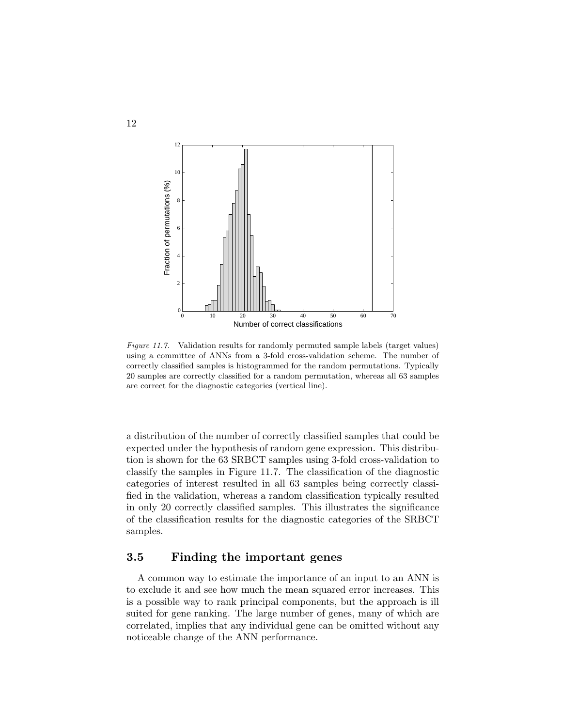*Figure 11.7.* Validation results for randomly permuted sample labels (target values) using a committee of ANNs from a 3-fold cross-validation scheme. The number of correctly classified samples is histogrammed for the random permutations. Typically 20 samples are correctly classified for a random permutation, whereas all 63 samples are correct for the diagnostic categories (vertical line).

a distribution of the number of correctly classified samples that could be expected under the hypothesis of random gene expression. This distribution is shown for the 63 SRBCT samples using 3-fold cross-validation to classify the samples in Figure 11.7. The classification of the diagnostic categories of interest resulted in all 63 samples being correctly classified in the validation, whereas a random classification typically resulted in only 20 correctly classified samples. This illustrates the significance of the classification results for the diagnostic categories of the SRBCT samples.

## 3.5 Finding the important genes

A common way to estimate the importance of an input to an ANN is to exclude it and see how much the mean squared error increases. This is a possible way to rank principal components, but the approach is ill suited for gene ranking. The large number of genes, many of which are correlated, implies that any individual gene can be omitted without any noticeable change of the ANN performance.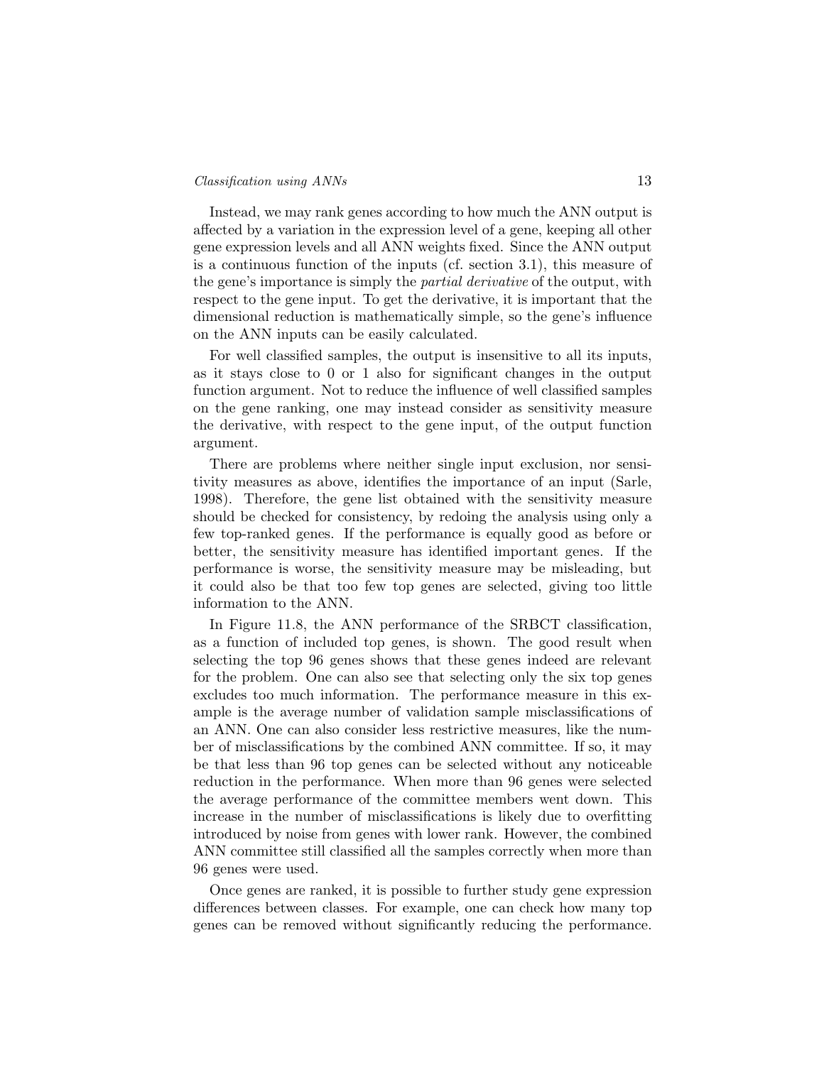Instead, we may rank genes according to how much the ANN output is affected by a variation in the expression level of a gene, keeping all other gene expression levels and all ANN weights fixed. Since the ANN output is a continuous function of the inputs (cf. section 3.1), this measure of the gene's importance is simply the *partial derivative* of the output, with respect to the gene input. To get the derivative, it is important that the dimensional reduction is mathematically simple, so the gene's influence on the ANN inputs can be easily calculated.

For well classified samples, the output is insensitive to all its inputs, as it stays close to 0 or 1 also for significant changes in the output function argument. Not to reduce the influence of well classified samples on the gene ranking, one may instead consider as sensitivity measure the derivative, with respect to the gene input, of the output function argument.

There are problems where neither single input exclusion, nor sensitivity measures as above, identifies the importance of an input (Sarle, 1998). Therefore, the gene list obtained with the sensitivity measure should be checked for consistency, by redoing the analysis using only a few top-ranked genes. If the performance is equally good as before or better, the sensitivity measure has identified important genes. If the performance is worse, the sensitivity measure may be misleading, but it could also be that too few top genes are selected, giving too little information to the ANN.

In Figure 11.8, the ANN performance of the SRBCT classification, as a function of included top genes, is shown. The good result when selecting the top 96 genes shows that these genes indeed are relevant for the problem. One can also see that selecting only the six top genes excludes too much information. The performance measure in this example is the average number of validation sample misclassifications of an ANN. One can also consider less restrictive measures, like the number of misclassifications by the combined ANN committee. If so, it may be that less than 96 top genes can be selected without any noticeable reduction in the performance. When more than 96 genes were selected the average performance of the committee members went down. This increase in the number of misclassifications is likely due to overfitting introduced by noise from genes with lower rank. However, the combined ANN committee still classified all the samples correctly when more than 96 genes were used.

Once genes are ranked, it is possible to further study gene expression differences between classes. For example, one can check how many top genes can be removed without significantly reducing the performance.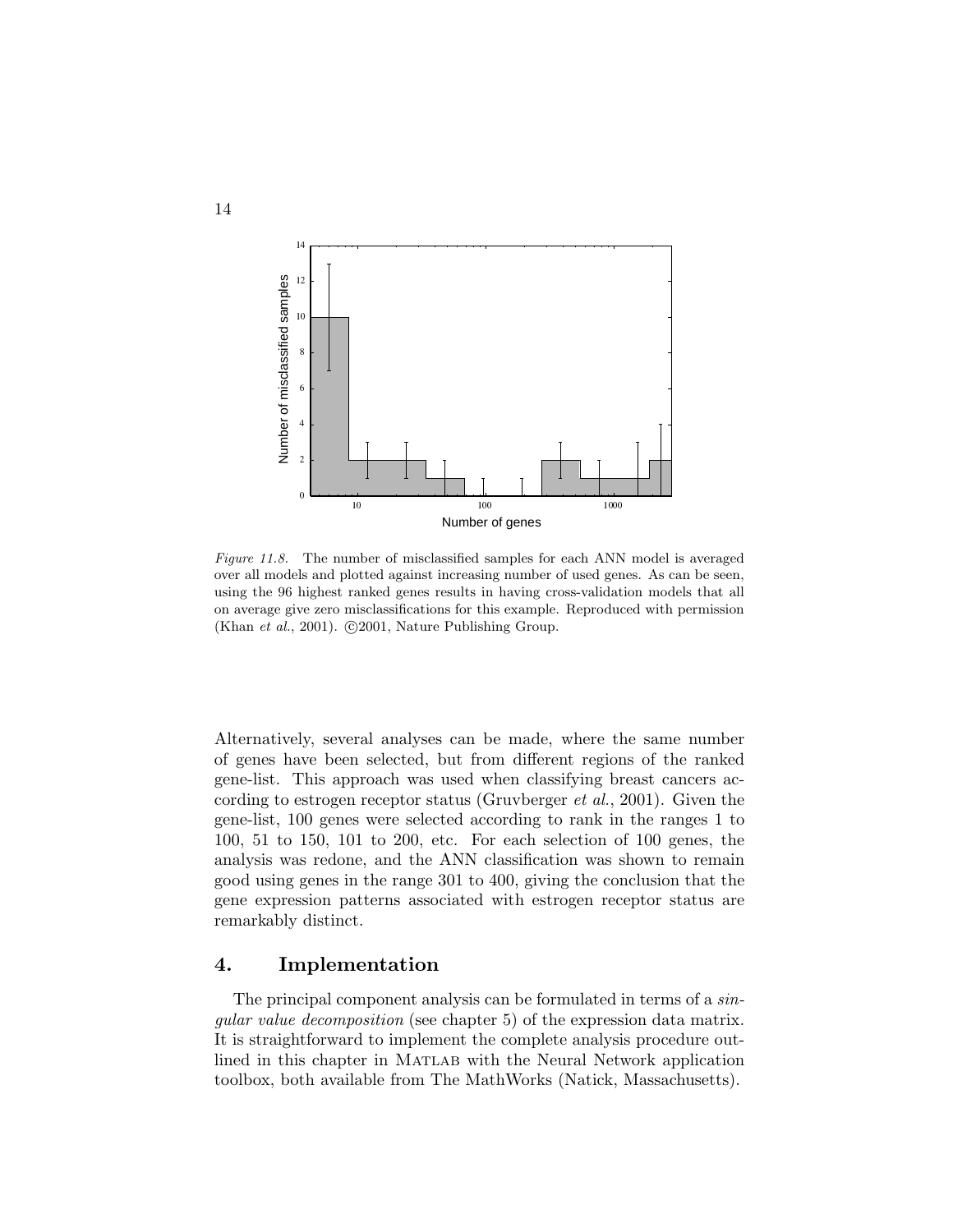*Figure 11.8.* The number of misclassified samples for each ANN model is averaged over all models and plotted against increasing number of used genes. As can be seen, using the 96 highest ranked genes results in having cross-validation models that all on average give zero misclassifications for this example. Reproduced with permission (Khan *et al.*, 2001). ©2001, Nature Publishing Group.

Alternatively, several analyses can be made, where the same number of genes have been selected, but from different regions of the ranked gene-list. This approach was used when classifying breast cancers according to estrogen receptor status (Gruvberger *et al.*, 2001). Given the gene-list, 100 genes were selected according to rank in the ranges 1 to 100, 51 to 150, 101 to 200, etc. For each selection of 100 genes, the analysis was redone, and the ANN classification was shown to remain good using genes in the range 301 to 400, giving the conclusion that the gene expression patterns associated with estrogen receptor status are remarkably distinct.

## 4. Implementation

The principal component analysis can be formulated in terms of a *singular value decomposition* (see chapter 5) of the expression data matrix. It is straightforward to implement the complete analysis procedure outlined in this chapter in MATLAB with the Neural Network application toolbox, both available from The MathWorks (Natick, Massachusetts).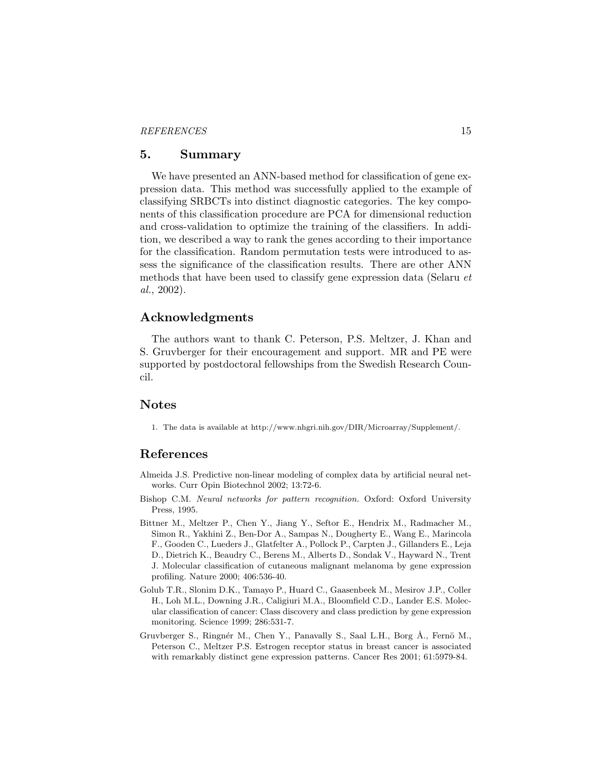## 5. Summary

We have presented an ANN-based method for classification of gene expression data. This method was successfully applied to the example of classifying SRBCTs into distinct diagnostic categories. The key components of this classification procedure are PCA for dimensional reduction and cross-validation to optimize the training of the classifiers. In addition, we described a way to rank the genes according to their importance for the classification. Random permutation tests were introduced to assess the significance of the classification results. There are other ANN methods that have been used to classify gene expression data (Selaru *et al.*, 2002).

## Acknowledgments

The authors want to thank C. Peterson, P.S. Meltzer, J. Khan and S. Gruvberger for their encouragement and support. MR and PE were supported by postdoctoral fellowships from the Swedish Research Council.

## Notes

1. The data is available at http://www.nhgri.nih.gov/DIR/Microarray/Supplement/.

## References

Almeida J.S. Predictive non-linear modeling of complex data by artificial neural networks. Curr Opin Biotechnol 2002; 13:72-6.

Bishop C.M. *Neural networks for pattern recognition.* Oxford: Oxford University Press, 1995.

Bittner M., Meltzer P., Chen Y., Jiang Y., Seftor E., Hendrix M., Radmacher M., Simon R., Yakhini Z., Ben-Dor A., Sampas N., Dougherty E., Wang E., Marincola F., Gooden C., Lueders J., Glatfelter A., Pollock P., Carpten J., Gillanders E., Leja D., Dietrich K., Beaudry C., Berens M., Alberts D., Sondak V., Hayward N., Trent J. Molecular classification of cutaneous malignant melanoma by gene expression profiling. Nature 2000; 406:536-40.

Golub T.R., Slonim D.K., Tamayo P., Huard C., Gaasenbeek M., Mesirov J.P., Coller H., Loh M.L., Downing J.R., Caligiuri M.A., Bloomfield C.D., Lander E.S. Molecular classification of cancer: Class discovery and class prediction by gene expression monitoring. Science 1999; 286:531-7.

Gruvberger S., Ringnér M., Chen Y., Panavally S., Saal L.H., Borg Å., Fernö M., Peterson C., Meltzer P.S. Estrogen receptor status in breast cancer is associated with remarkably distinct gene expression patterns. Cancer Res 2001; 61:5979-84.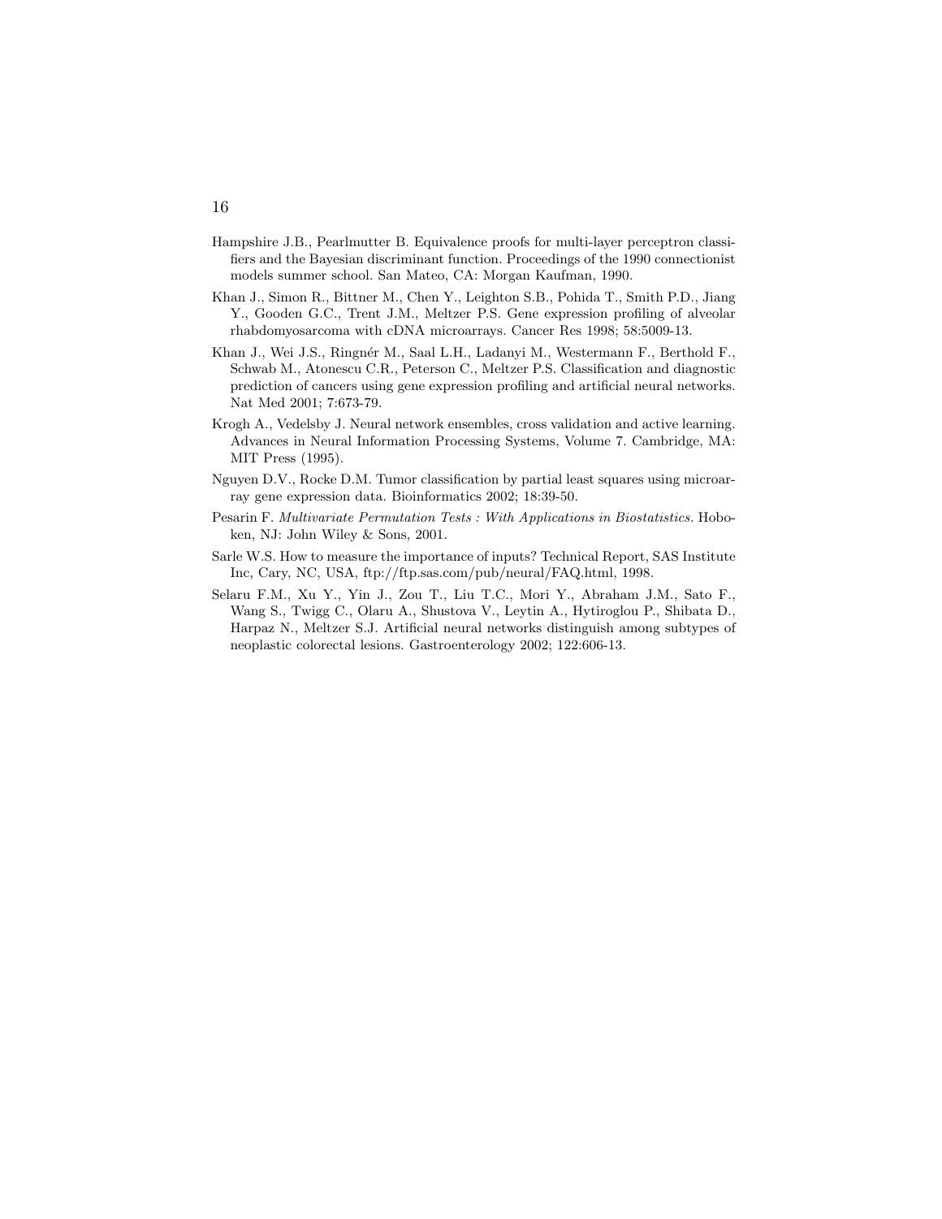Hampshire J.B., Pearlmutter B. Equivalence proofs for multi-layer perceptron classifiers and the Bayesian discriminant function. Proceedings of the 1990 connectionist models summer school. San Mateo, CA: Morgan Kaufman, 1990.

Khan J., Simon R., Bittner M., Chen Y., Leighton S.B., Pohida T., Smith P.D., Jiang Y., Gooden G.C., Trent J.M., Meltzer P.S. Gene expression profiling of alveolar rhabdomyosarcoma with cDNA microarrays. Cancer Res 1998; 58:5009-13.

Khan J., Wei J.S., Ringnér M., Saal L.H., Ladanyi M., Westermann F., Berthold F., Schwab M., Atonescu C.R., Peterson C., Meltzer P.S. Classification and diagnostic prediction of cancers using gene expression profiling and artificial neural networks. Nat Med 2001; 7:673-79.

Krogh A., Vedelsby J. Neural network ensembles, cross validation and active learning. Advances in Neural Information Processing Systems, Volume 7. Cambridge, MA: MIT Press (1995).

Nguyen D.V., Rocke D.M. Tumor classification by partial least squares using microarray gene expression data. Bioinformatics 2002; 18:39-50.

Pesarin F. *Multivariate Permutation Tests : With Applications in Biostatistics.* Hoboken, NJ: John Wiley & Sons, 2001.

Sarle W.S. How to measure the importance of inputs? Technical Report, SAS Institute Inc, Cary, NC, USA, ftp://ftp.sas.com/pub/neural/FAQ.html, 1998.

Selaru F.M., Xu Y., Yin J., Zou T., Liu T.C., Mori Y., Abraham J.M., Sato F., Wang S., Twigg C., Olaru A., Shustova V., Leytin A., Hytiroglou P., Shibata D., Harpaz N., Meltzer S.J. Artificial neural networks distinguish among subtypes of neoplastic colorectal lesions. Gastroenterology 2002; 122:606-13.